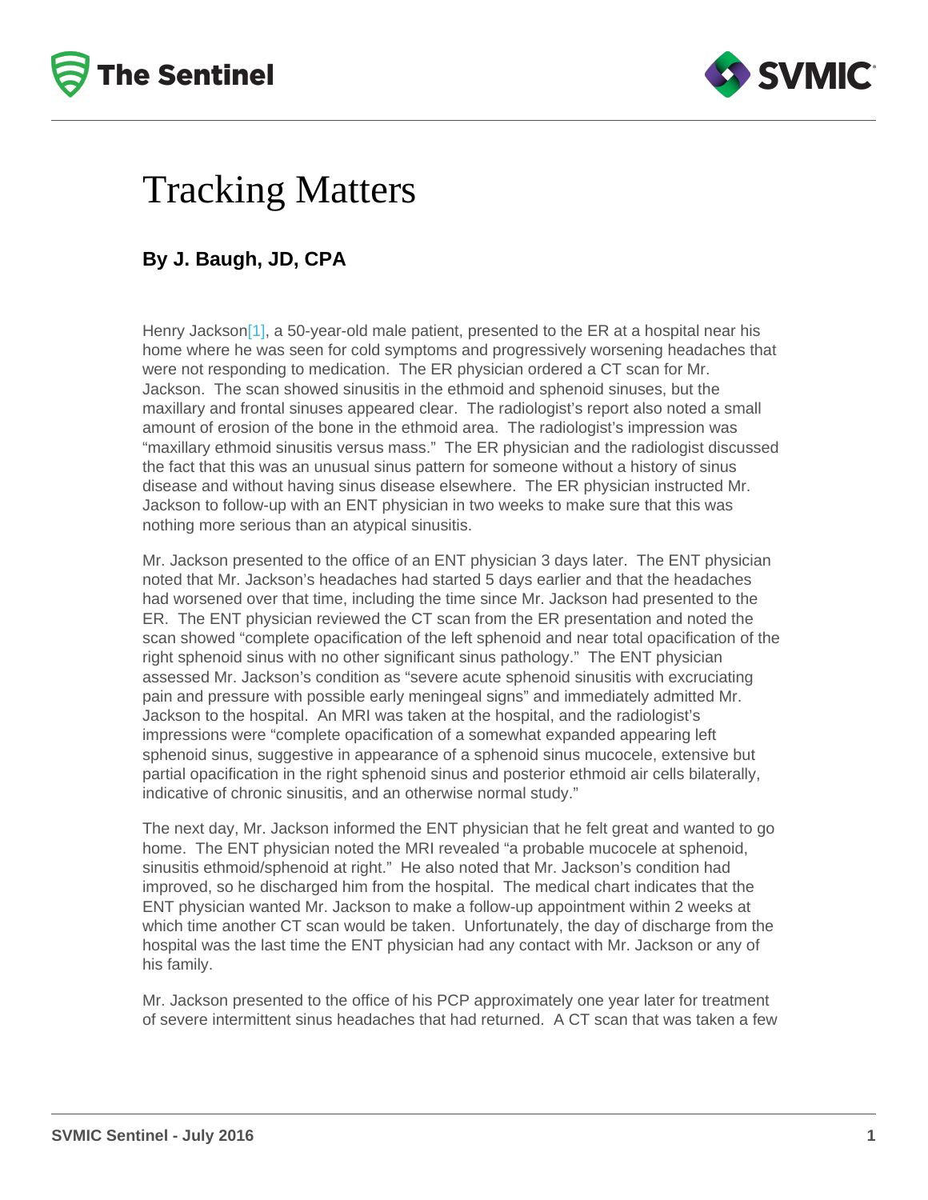# Tracking Matters

**By J. Baugh, JD, CPA**

Henry Jackson[1], a 50-year-old male patient, presented to the ER at a hospital near his home where he was seen for cold symptoms and progressively worsening headaches that were not responding to medication. The ER physician ordered a CT scan for Mr. Jackson. The scan showed sinusitis in the ethmoid and sphenoid sinuses, but the maxillary and frontal sinuses appeared clear. The radiologist's report also noted a small amount of erosion of the bone in the ethmoid area. The radiologist's impression was "maxillary ethmoid sinusitis versus mass." The ER physician and the radiologist discussed the fact that this was an unusual sinus pattern for someone without a history of sinus disease and without having sinus disease elsewhere. The ER physician instructed Mr. Jackson to follow-up with an ENT physician in two weeks to make sure that this was nothing more serious than an atypical sinusitis.

Mr. Jackson presented to the office of an ENT physician 3 days later. The ENT physician noted that Mr. Jackson's headaches had started 5 days earlier and that the headaches had worsened over that time, including the time since Mr. Jackson had presented to the ER. The ENT physician reviewed the CT scan from the ER presentation and noted the scan showed "complete opacification of the left sphenoid and near total opacification of the right sphenoid sinus with no other significant sinus pathology." The ENT physician assessed Mr. Jackson's condition as "severe acute sphenoid sinusitis with excruciating pain and pressure with possible early meningeal signs" and immediately admitted Mr. Jackson to the hospital. An MRI was taken at the hospital, and the radiologist's impressions were "complete opacification of a somewhat expanded appearing left sphenoid sinus, suggestive in appearance of a sphenoid sinus mucocele, extensive but partial opacification in the right sphenoid sinus and posterior ethmoid air cells bilaterally, indicative of chronic sinusitis, and an otherwise normal study."

The next day, Mr. Jackson informed the ENT physician that he felt great and wanted to go home. The ENT physician noted the MRI revealed "a probable mucocele at sphenoid, sinusitis ethmoid/sphenoid at right." He also noted that Mr. Jackson's condition had improved, so he discharged him from the hospital. The medical chart indicates that the ENT physician wanted Mr. Jackson to make a follow-up appointment within 2 weeks at which time another CT scan would be taken. Unfortunately, the day of discharge from the hospital was the last time the ENT physician had any contact with Mr. Jackson or any of his family.

Mr. Jackson presented to the office of his PCP approximately one year later for treatment of severe intermittent sinus headaches that had returned. A CT scan that was taken a few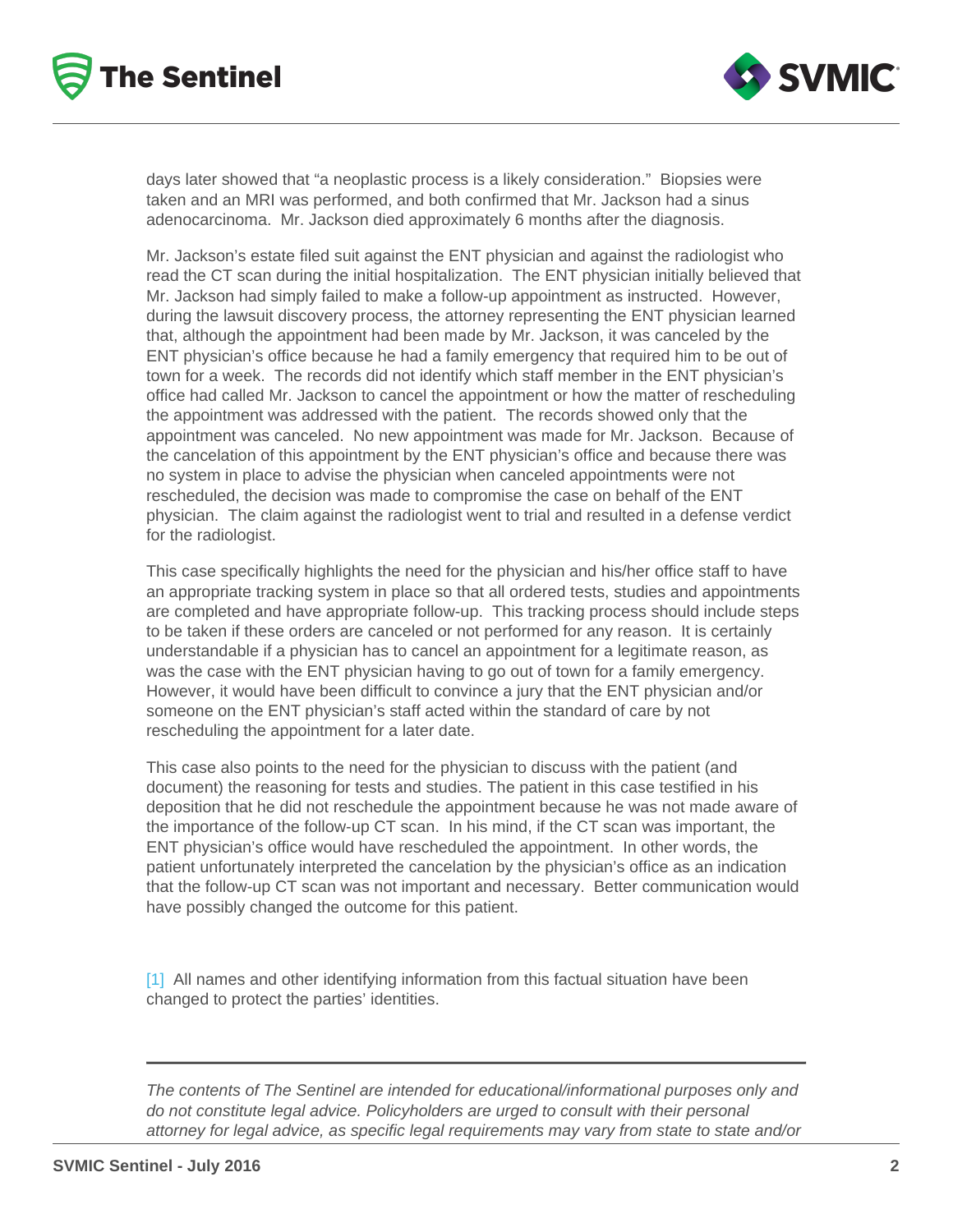days later showed that "a neoplastic process is a likely consideration." Biopsies were taken and an MRI was performed, and both confirmed that Mr. Jackson had a sinus adenocarcinoma. Mr. Jackson died approximately 6 months after the diagnosis.

Mr. Jackson's estate filed suit against the ENT physician and against the radiologist who read the CT scan during the initial hospitalization. The ENT physician initially believed that Mr. Jackson had simply failed to make a follow-up appointment as instructed. However, during the lawsuit discovery process, the attorney representing the ENT physician learned that, although the appointment had been made by Mr. Jackson, it was canceled by the ENT physician's office because he had a family emergency that required him to be out of town for a week. The records did not identify which staff member in the ENT physician's office had called Mr. Jackson to cancel the appointment or how the matter of rescheduling the appointment was addressed with the patient. The records showed only that the appointment was canceled. No new appointment was made for Mr. Jackson. Because of the cancelation of this appointment by the ENT physician's office and because there was no system in place to advise the physician when canceled appointments were not rescheduled, the decision was made to compromise the case on behalf of the ENT physician. The claim against the radiologist went to trial and resulted in a defense verdict for the radiologist.

This case specifically highlights the need for the physician and his/her office staff to have an appropriate tracking system in place so that all ordered tests, studies and appointments are completed and have appropriate follow-up. This tracking process should include steps to be taken if these orders are canceled or not performed for any reason. It is certainly understandable if a physician has to cancel an appointment for a legitimate reason, as was the case with the ENT physician having to go out of town for a family emergency. However, it would have been difficult to convince a jury that the ENT physician and/or someone on the ENT physician's staff acted within the standard of care by not rescheduling the appointment for a later date.

This case also points to the need for the physician to discuss with the patient (and document) the reasoning for tests and studies. The patient in this case testified in his deposition that he did not reschedule the appointment because he was not made aware of the importance of the follow-up CT scan. In his mind, if the CT scan was important, the ENT physician's office would have rescheduled the appointment. In other words, the patient unfortunately interpreted the cancelation by the physician's office as an indication that the follow-up CT scan was not important and necessary. Better communication would have possibly changed the outcome for this patient.

[1] All names and other identifying information from this factual situation have been changed to protect the parties' identities.

---

*The contents of The Sentinel are intended for educational/informational purposes only and do not constitute legal advice. Policyholders are urged to consult with their personal attorney for legal advice, as specific legal requirements may vary from state to state and/or*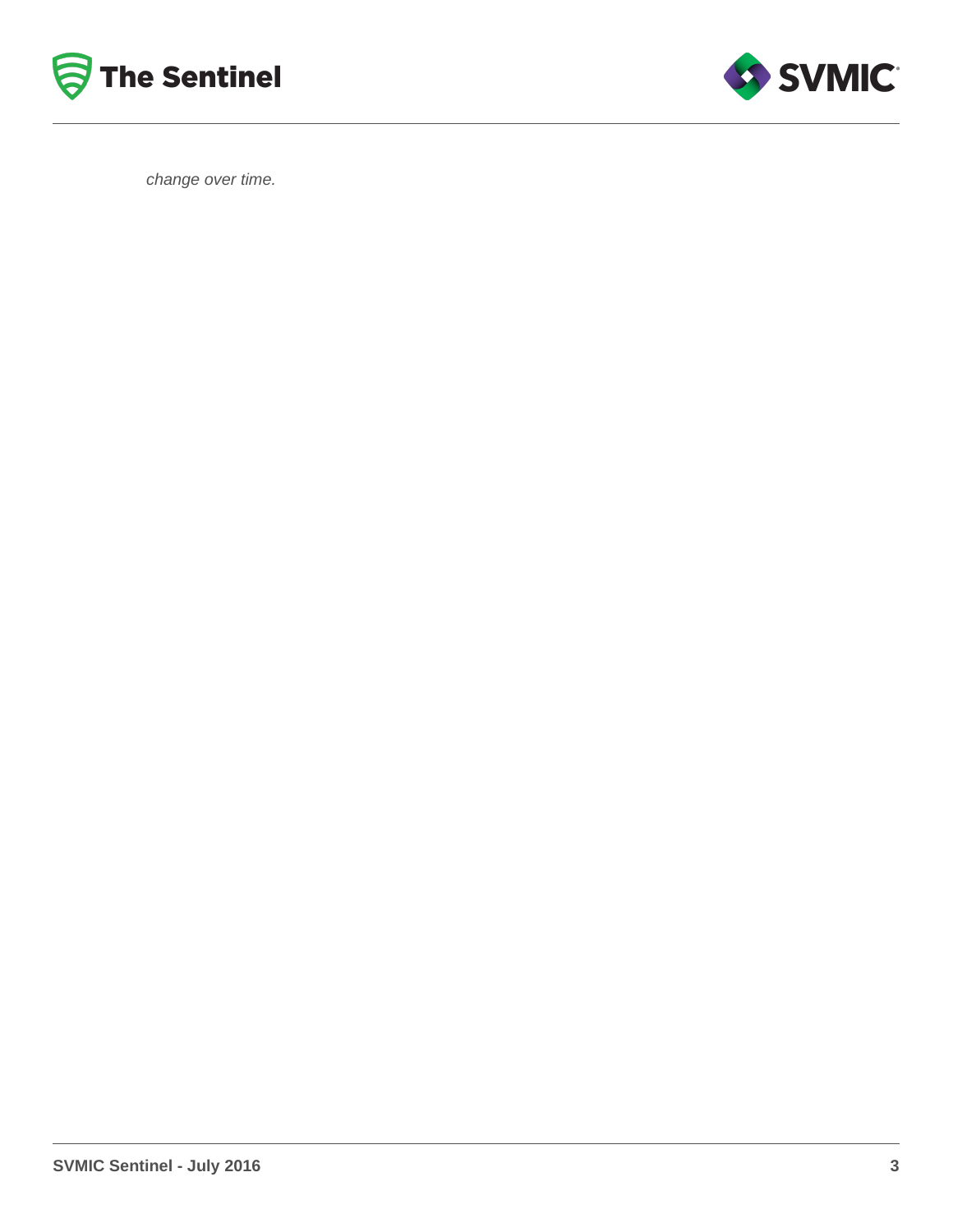*change over time.*